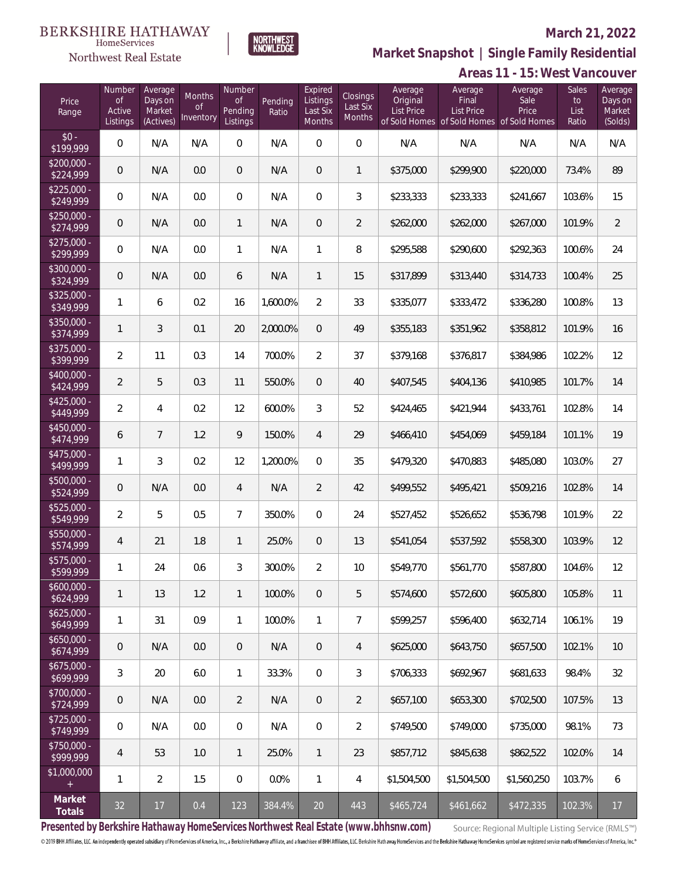BERKSHIRE HATHAWAY HomeServices Northwest Real Estate

NORTHWEST KNOWLEDGE

March 21, 2022

## Market Snapshot | Single Family Residential

### Areas 11 - 15: West Vancouver

| Price Range | Number of Active Listings | Average Days on Market (Actives) | Months of Inventory | Number of Pending Listings | Pending Ratio | Expired Listings Last Six Months | Closings Last Six Months | Average Original List Price of Sold Homes | Average Final List Price of Sold Homes | Average Sale Price of Sold Homes | Sales to List Ratio | Average Days on Market (Solds) |
|---|---|---|---|---|---|---|---|---|---|---|---|---|
| $0 - $199,999 | 0 | N/A | N/A | 0 | N/A | 0 | 0 | N/A | N/A | N/A | N/A | N/A |
| $200,000 - $224,999 | 0 | N/A | 0.0 | 0 | N/A | 0 | 1 | $375,000 | $299,900 | $220,000 | 73.4% | 89 |
| $225,000 - $249,999 | 0 | N/A | 0.0 | 0 | N/A | 0 | 3 | $233,333 | $233,333 | $241,667 | 103.6% | 15 |
| $250,000 - $274,999 | 0 | N/A | 0.0 | 1 | N/A | 0 | 2 | $262,000 | $262,000 | $267,000 | 101.9% | 2 |
| $275,000 - $299,999 | 0 | N/A | 0.0 | 1 | N/A | 1 | 8 | $295,588 | $290,600 | $292,363 | 100.6% | 24 |
| $300,000 - $324,999 | 0 | N/A | 0.0 | 6 | N/A | 1 | 15 | $317,899 | $313,440 | $314,733 | 100.4% | 25 |
| $325,000 - $349,999 | 1 | 6 | 0.2 | 16 | 1,600.0% | 2 | 33 | $335,077 | $333,472 | $336,280 | 100.8% | 13 |
| $350,000 - $374,999 | 1 | 3 | 0.1 | 20 | 2,000.0% | 0 | 49 | $355,183 | $351,962 | $358,812 | 101.9% | 16 |
| $375,000 - $399,999 | 2 | 11 | 0.3 | 14 | 700.0% | 2 | 37 | $379,168 | $376,817 | $384,986 | 102.2% | 12 |
| $400,000 - $424,999 | 2 | 5 | 0.3 | 11 | 550.0% | 0 | 40 | $407,545 | $404,136 | $410,985 | 101.7% | 14 |
| $425,000 - $449,999 | 2 | 4 | 0.2 | 12 | 600.0% | 3 | 52 | $424,465 | $421,944 | $433,761 | 102.8% | 14 |
| $450,000 - $474,999 | 6 | 7 | 1.2 | 9 | 150.0% | 4 | 29 | $466,410 | $454,069 | $459,184 | 101.1% | 19 |
| $475,000 - $499,999 | 1 | 3 | 0.2 | 12 | 1,200.0% | 0 | 35 | $479,320 | $470,883 | $485,080 | 103.0% | 27 |
| $500,000 - $524,999 | 0 | N/A | 0.0 | 4 | N/A | 2 | 42 | $499,552 | $495,421 | $509,216 | 102.8% | 14 |
| $525,000 - $549,999 | 2 | 5 | 0.5 | 7 | 350.0% | 0 | 24 | $527,452 | $526,652 | $536,798 | 101.9% | 22 |
| $550,000 - $574,999 | 4 | 21 | 1.8 | 1 | 25.0% | 0 | 13 | $541,054 | $537,592 | $558,300 | 103.9% | 12 |
| $575,000 - $599,999 | 1 | 24 | 0.6 | 3 | 300.0% | 2 | 10 | $549,770 | $561,770 | $587,800 | 104.6% | 12 |
| $600,000 - $624,999 | 1 | 13 | 1.2 | 1 | 100.0% | 0 | 5 | $574,600 | $572,600 | $605,800 | 105.8% | 11 |
| $625,000 - $649,999 | 1 | 31 | 0.9 | 1 | 100.0% | 1 | 7 | $599,257 | $596,400 | $632,714 | 106.1% | 19 |
| $650,000 - $674,999 | 0 | N/A | 0.0 | 0 | N/A | 0 | 4 | $625,000 | $643,750 | $657,500 | 102.1% | 10 |
| $675,000 - $699,999 | 3 | 20 | 6.0 | 1 | 33.3% | 0 | 3 | $706,333 | $692,967 | $681,633 | 98.4% | 32 |
| $700,000 - $724,999 | 0 | N/A | 0.0 | 2 | N/A | 0 | 2 | $657,100 | $653,300 | $702,500 | 107.5% | 13 |
| $725,000 - $749,999 | 0 | N/A | 0.0 | 0 | N/A | 0 | 2 | $749,500 | $749,000 | $735,000 | 98.1% | 73 |
| $750,000 - $999,999 | 4 | 53 | 1.0 | 1 | 25.0% | 1 | 23 | $857,712 | $845,638 | $862,522 | 102.0% | 14 |
| $1,000,000 + | 1 | 2 | 1.5 | 0 | 0.0% | 1 | 4 | $1,504,500 | $1,504,500 | $1,560,250 | 103.7% | 6 |
| **Market Totals** | 32 | 17 | 0.4 | 123 | 384.4% | 20 | 443 | $465,724 | $461,662 | $472,335 | 102.3% | 17 |

**Presented by Berkshire Hathaway HomeServices Northwest Real Estate (www.bhhsnw.com)**

Source: Regional Multiple Listing Service (RMLS™)

© 2019 BHH Affiliates, LLC. An independently operated subsidiary of HomeServices of America, Inc., a Berkshire Hathaway affiliate, and a franchisee of BHH Affiliates, LLC. Berkshire Hathaway HomeServices and the Berkshire Hathaway HomeServices symbol are registered service marks of HomeServices of America, Inc.®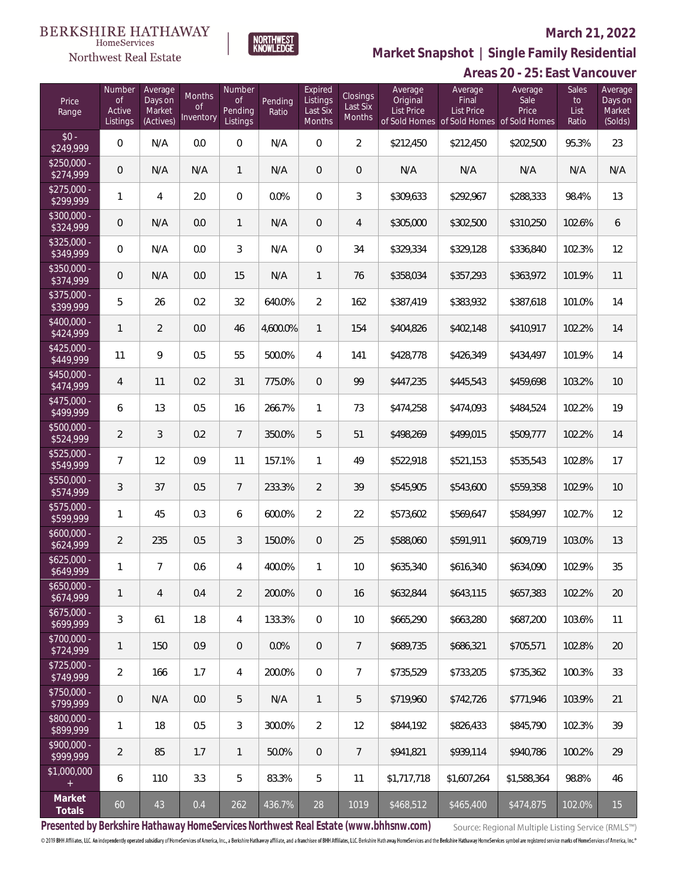BERKSHIRE HATHAWAY HomeServices Northwest Real Estate

NORTHWEST KNOWLEDGE

# March 21, 2022

## Market Snapshot | Single Family Residential

## Areas 20 - 25: East Vancouver

| Price Range | Number of Active Listings | Average Days on Market (Actives) | Months of Inventory | Number of Pending Listings | Pending Ratio | Expired Listings Last Six Months | Closings Last Six Months | Average Original List Price of Sold Homes | Average Final List Price of Sold Homes | Average Sale Price of Sold Homes | Sales to List Ratio | Average Days on Market (Solds) |
|---|---|---|---|---|---|---|---|---|---|---|---|---|
| $0 - $249,999 | 0 | N/A | 0.0 | 0 | N/A | 0 | 2 | $212,450 | $212,450 | $202,500 | 95.3% | 23 |
| $250,000 - $274,999 | 0 | N/A | N/A | 1 | N/A | 0 | 0 | N/A | N/A | N/A | N/A | N/A |
| $275,000 - $299,999 | 1 | 4 | 2.0 | 0 | 0.0% | 0 | 3 | $309,633 | $292,967 | $288,333 | 98.4% | 13 |
| $300,000 - $324,999 | 0 | N/A | 0.0 | 1 | N/A | 0 | 4 | $305,000 | $302,500 | $310,250 | 102.6% | 6 |
| $325,000 - $349,999 | 0 | N/A | 0.0 | 3 | N/A | 0 | 34 | $329,334 | $329,128 | $336,840 | 102.3% | 12 |
| $350,000 - $374,999 | 0 | N/A | 0.0 | 15 | N/A | 1 | 76 | $358,034 | $357,293 | $363,972 | 101.9% | 11 |
| $375,000 - $399,999 | 5 | 26 | 0.2 | 32 | 640.0% | 2 | 162 | $387,419 | $383,932 | $387,618 | 101.0% | 14 |
| $400,000 - $424,999 | 1 | 2 | 0.0 | 46 | 4,600.0% | 1 | 154 | $404,826 | $402,148 | $410,917 | 102.2% | 14 |
| $425,000 - $449,999 | 11 | 9 | 0.5 | 55 | 500.0% | 4 | 141 | $428,778 | $426,349 | $434,497 | 101.9% | 14 |
| $450,000 - $474,999 | 4 | 11 | 0.2 | 31 | 775.0% | 0 | 99 | $447,235 | $445,543 | $459,698 | 103.2% | 10 |
| $475,000 - $499,999 | 6 | 13 | 0.5 | 16 | 266.7% | 1 | 73 | $474,258 | $474,093 | $484,524 | 102.2% | 19 |
| $500,000 - $524,999 | 2 | 3 | 0.2 | 7 | 350.0% | 5 | 51 | $498,269 | $499,015 | $509,777 | 102.2% | 14 |
| $525,000 - $549,999 | 7 | 12 | 0.9 | 11 | 157.1% | 1 | 49 | $522,918 | $521,153 | $535,543 | 102.8% | 17 |
| $550,000 - $574,999 | 3 | 37 | 0.5 | 7 | 233.3% | 2 | 39 | $545,905 | $543,600 | $559,358 | 102.9% | 10 |
| $575,000 - $599,999 | 1 | 45 | 0.3 | 6 | 600.0% | 2 | 22 | $573,602 | $569,647 | $584,997 | 102.7% | 12 |
| $600,000 - $624,999 | 2 | 235 | 0.5 | 3 | 150.0% | 0 | 25 | $588,060 | $591,911 | $609,719 | 103.0% | 13 |
| $625,000 - $649,999 | 1 | 7 | 0.6 | 4 | 400.0% | 1 | 10 | $635,340 | $616,340 | $634,090 | 102.9% | 35 |
| $650,000 - $674,999 | 1 | 4 | 0.4 | 2 | 200.0% | 0 | 16 | $632,844 | $643,115 | $657,383 | 102.2% | 20 |
| $675,000 - $699,999 | 3 | 61 | 1.8 | 4 | 133.3% | 0 | 10 | $665,290 | $663,280 | $687,200 | 103.6% | 11 |
| $700,000 - $724,999 | 1 | 150 | 0.9 | 0 | 0.0% | 0 | 7 | $689,735 | $686,321 | $705,571 | 102.8% | 20 |
| $725,000 - $749,999 | 2 | 166 | 1.7 | 4 | 200.0% | 0 | 7 | $735,529 | $733,205 | $735,362 | 100.3% | 33 |
| $750,000 - $799,999 | 0 | N/A | 0.0 | 5 | N/A | 1 | 5 | $719,960 | $742,726 | $771,946 | 103.9% | 21 |
| $800,000 - $899,999 | 1 | 18 | 0.5 | 3 | 300.0% | 2 | 12 | $844,192 | $826,433 | $845,790 | 102.3% | 39 |
| $900,000 - $999,999 | 2 | 85 | 1.7 | 1 | 50.0% | 0 | 7 | $941,821 | $939,114 | $940,786 | 100.2% | 29 |
| $1,000,000 + | 6 | 110 | 3.3 | 5 | 83.3% | 5 | 11 | $1,717,718 | $1,607,264 | $1,588,364 | 98.8% | 46 |
| **Market Totals** | 60 | 43 | 0.4 | 262 | 436.7% | 28 | 1019 | $468,512 | $465,400 | $474,875 | 102.0% | 15 |

**Presented by Berkshire Hathaway HomeServices Northwest Real Estate (www.bhhsnw.com)**

Source: Regional Multiple Listing Service (RMLS™)

© 2019 BHH Affiliates, LLC. An independently operated subsidiary of HomeServices of America, Inc., a Berkshire Hathaway affiliate, and a franchisee of BHH Affiliates, LLC. Berkshire Hathaway HomeServices and the Berkshire Hathaway HomeServices symbol are registered service marks of HomeServices of America, Inc.®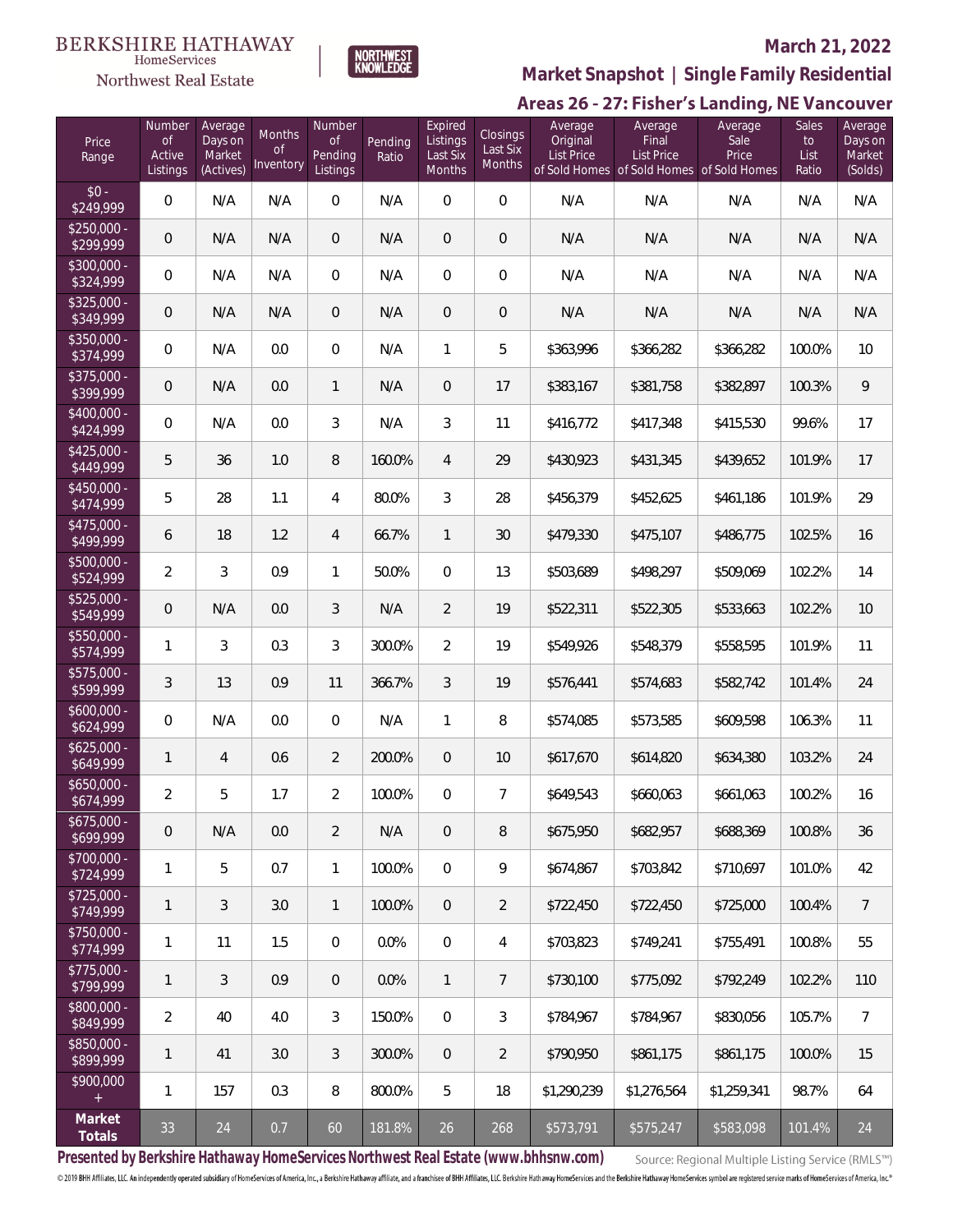BERKSHIRE HATHAWAY HomeServices Northwest Real Estate

NORTHWEST KNOWLEDGE

**March 21, 2022**

## Market Snapshot | Single Family Residential

### Areas 26 - 27: Fisher's Landing, NE Vancouver

| Price Range | Number of Active Listings | Average Days on Market (Actives) | Months of Inventory | Number of Pending Listings | Pending Ratio | Expired Listings Last Six Months | Closings Last Six Months | Average Original List Price of Sold Homes | Average Final List Price of Sold Homes | Average Sale Price of Sold Homes | Sales to List Ratio | Average Days on Market (Solds) |
|---|---|---|---|---|---|---|---|---|---|---|---|---|
| $0 - $249,999 | 0 | N/A | N/A | 0 | N/A | 0 | 0 | N/A | N/A | N/A | N/A | N/A |
| $250,000 - $299,999 | 0 | N/A | N/A | 0 | N/A | 0 | 0 | N/A | N/A | N/A | N/A | N/A |
| $300,000 - $324,999 | 0 | N/A | N/A | 0 | N/A | 0 | 0 | N/A | N/A | N/A | N/A | N/A |
| $325,000 - $349,999 | 0 | N/A | N/A | 0 | N/A | 0 | 0 | N/A | N/A | N/A | N/A | N/A |
| $350,000 - $374,999 | 0 | N/A | 0.0 | 0 | N/A | 1 | 5 | $363,996 | $366,282 | $366,282 | 100.0% | 10 |
| $375,000 - $399,999 | 0 | N/A | 0.0 | 1 | N/A | 0 | 17 | $383,167 | $381,758 | $382,897 | 100.3% | 9 |
| $400,000 - $424,999 | 0 | N/A | 0.0 | 3 | N/A | 3 | 11 | $416,772 | $417,348 | $415,530 | 99.6% | 17 |
| $425,000 - $449,999 | 5 | 36 | 1.0 | 8 | 160.0% | 4 | 29 | $430,923 | $431,345 | $439,652 | 101.9% | 17 |
| $450,000 - $474,999 | 5 | 28 | 1.1 | 4 | 80.0% | 3 | 28 | $456,379 | $452,625 | $461,186 | 101.9% | 29 |
| $475,000 - $499,999 | 6 | 18 | 1.2 | 4 | 66.7% | 1 | 30 | $479,330 | $475,107 | $486,775 | 102.5% | 16 |
| $500,000 - $524,999 | 2 | 3 | 0.9 | 1 | 50.0% | 0 | 13 | $503,689 | $498,297 | $509,069 | 102.2% | 14 |
| $525,000 - $549,999 | 0 | N/A | 0.0 | 3 | N/A | 2 | 19 | $522,311 | $522,305 | $533,663 | 102.2% | 10 |
| $550,000 - $574,999 | 1 | 3 | 0.3 | 3 | 300.0% | 2 | 19 | $549,926 | $548,379 | $558,595 | 101.9% | 11 |
| $575,000 - $599,999 | 3 | 13 | 0.9 | 11 | 366.7% | 3 | 19 | $576,441 | $574,683 | $582,742 | 101.4% | 24 |
| $600,000 - $624,999 | 0 | N/A | 0.0 | 0 | N/A | 1 | 8 | $574,085 | $573,585 | $609,598 | 106.3% | 11 |
| $625,000 - $649,999 | 1 | 4 | 0.6 | 2 | 200.0% | 0 | 10 | $617,670 | $614,820 | $634,380 | 103.2% | 24 |
| $650,000 - $674,999 | 2 | 5 | 1.7 | 2 | 100.0% | 0 | 7 | $649,543 | $660,063 | $661,063 | 100.2% | 16 |
| $675,000 - $699,999 | 0 | N/A | 0.0 | 2 | N/A | 0 | 8 | $675,950 | $682,957 | $688,369 | 100.8% | 36 |
| $700,000 - $724,999 | 1 | 5 | 0.7 | 1 | 100.0% | 0 | 9 | $674,867 | $703,842 | $710,697 | 101.0% | 42 |
| $725,000 - $749,999 | 1 | 3 | 3.0 | 1 | 100.0% | 0 | 2 | $722,450 | $722,450 | $725,000 | 100.4% | 7 |
| $750,000 - $774,999 | 1 | 11 | 1.5 | 0 | 0.0% | 0 | 4 | $703,823 | $749,241 | $755,491 | 100.8% | 55 |
| $775,000 - $799,999 | 1 | 3 | 0.9 | 0 | 0.0% | 1 | 7 | $730,100 | $775,092 | $792,249 | 102.2% | 110 |
| $800,000 - $849,999 | 2 | 40 | 4.0 | 3 | 150.0% | 0 | 3 | $784,967 | $784,967 | $830,056 | 105.7% | 7 |
| $850,000 - $899,999 | 1 | 41 | 3.0 | 3 | 300.0% | 0 | 2 | $790,950 | $861,175 | $861,175 | 100.0% | 15 |
| $900,000 + | 1 | 157 | 0.3 | 8 | 800.0% | 5 | 18 | $1,290,239 | $1,276,564 | $1,259,341 | 98.7% | 64 |
| **Market Totals** | 33 | 24 | 0.7 | 60 | 181.8% | 26 | 268 | $573,791 | $575,247 | $583,098 | 101.4% | 24 |

**Presented by Berkshire Hathaway HomeServices Northwest Real Estate (www.bhhsnw.com)**

Source: Regional Multiple Listing Service (RMLS™)

© 2019 BHH Affiliates, LLC. An independently operated subsidiary of HomeServices of America, Inc., a Berkshire Hathaway affiliate, and a franchisee of BHH Affiliates, LLC. Berkshire Hathaway HomeServices and the Berkshire Hathaway HomeServices symbol are registered service marks of HomeServices of America, Inc.®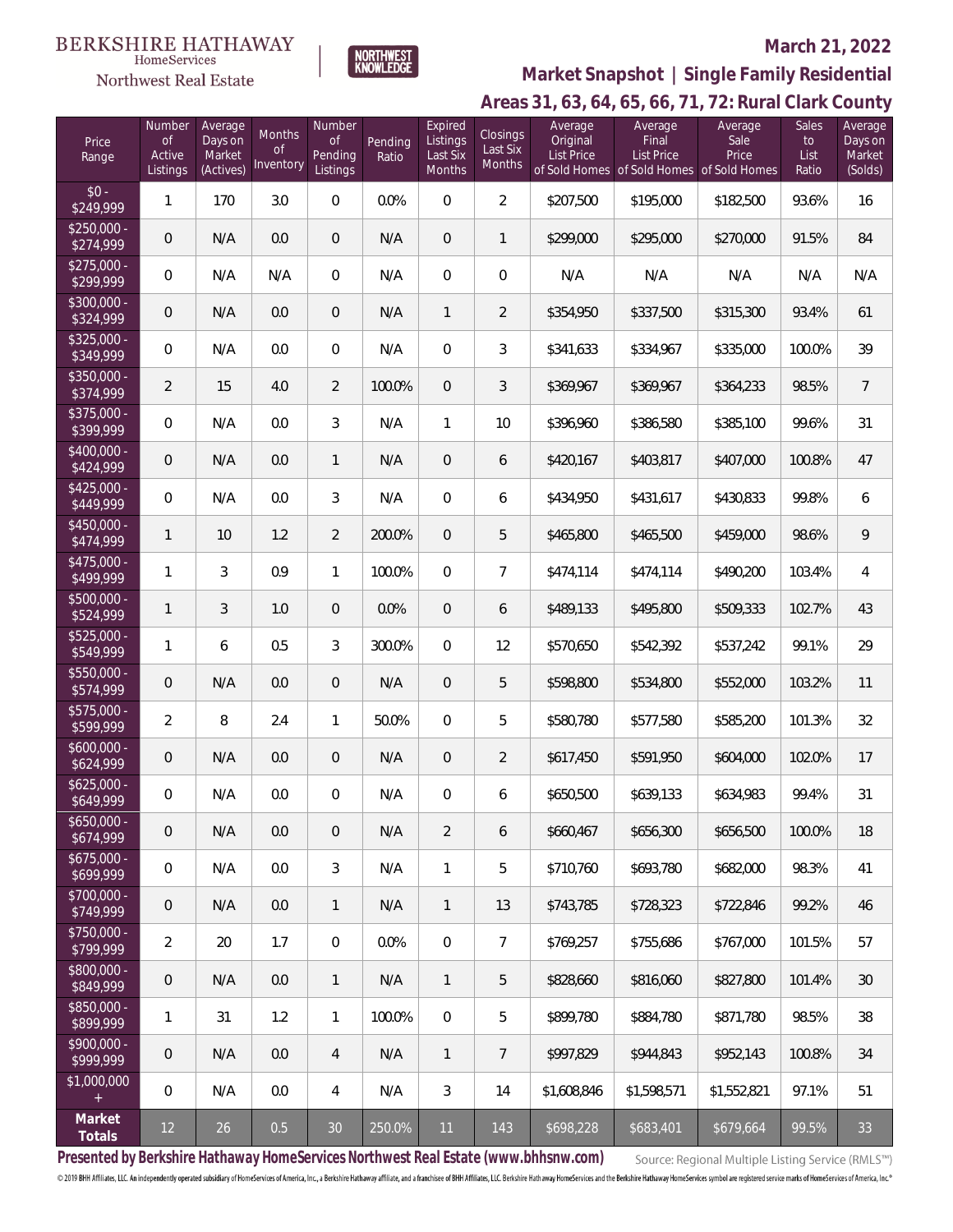BERKSHIRE HATHAWAY HomeServices Northwest Real Estate

NORTHWEST KNOWLEDGE

## March 21, 2022

## Market Snapshot | Single Family Residential

## Areas 31, 63, 64, 65, 66, 71, 72: Rural Clark County

| Price Range | Number of Active Listings | Average Days on Market (Actives) | Months of Inventory | Number of Pending Listings | Pending Ratio | Expired Listings Last Six Months | Closings Last Six Months | Average Original List Price of Sold Homes | Average Final List Price of Sold Homes | Average Sale Price of Sold Homes | Sales to List Ratio | Average Days on Market (Solds) |
|---|---|---|---|---|---|---|---|---|---|---|---|---|
| $0 - $249,999 | 1 | 170 | 3.0 | 0 | 0.0% | 0 | 2 | $207,500 | $195,000 | $182,500 | 93.6% | 16 |
| $250,000 - $274,999 | 0 | N/A | 0.0 | 0 | N/A | 0 | 1 | $299,000 | $295,000 | $270,000 | 91.5% | 84 |
| $275,000 - $299,999 | 0 | N/A | N/A | 0 | N/A | 0 | 0 | N/A | N/A | N/A | N/A | N/A |
| $300,000 - $324,999 | 0 | N/A | 0.0 | 0 | N/A | 1 | 2 | $354,950 | $337,500 | $315,300 | 93.4% | 61 |
| $325,000 - $349,999 | 0 | N/A | 0.0 | 0 | N/A | 0 | 3 | $341,633 | $334,967 | $335,000 | 100.0% | 39 |
| $350,000 - $374,999 | 2 | 15 | 4.0 | 2 | 100.0% | 0 | 3 | $369,967 | $369,967 | $364,233 | 98.5% | 7 |
| $375,000 - $399,999 | 0 | N/A | 0.0 | 3 | N/A | 1 | 10 | $396,960 | $386,580 | $385,100 | 99.6% | 31 |
| $400,000 - $424,999 | 0 | N/A | 0.0 | 1 | N/A | 0 | 6 | $420,167 | $403,817 | $407,000 | 100.8% | 47 |
| $425,000 - $449,999 | 0 | N/A | 0.0 | 3 | N/A | 0 | 6 | $434,950 | $431,617 | $430,833 | 99.8% | 6 |
| $450,000 - $474,999 | 1 | 10 | 1.2 | 2 | 200.0% | 0 | 5 | $465,800 | $465,500 | $459,000 | 98.6% | 9 |
| $475,000 - $499,999 | 1 | 3 | 0.9 | 1 | 100.0% | 0 | 7 | $474,114 | $474,114 | $490,200 | 103.4% | 4 |
| $500,000 - $524,999 | 1 | 3 | 1.0 | 0 | 0.0% | 0 | 6 | $489,133 | $495,800 | $509,333 | 102.7% | 43 |
| $525,000 - $549,999 | 1 | 6 | 0.5 | 3 | 300.0% | 0 | 12 | $570,650 | $542,392 | $537,242 | 99.1% | 29 |
| $550,000 - $574,999 | 0 | N/A | 0.0 | 0 | N/A | 0 | 5 | $598,800 | $534,800 | $552,000 | 103.2% | 11 |
| $575,000 - $599,999 | 2 | 8 | 2.4 | 1 | 50.0% | 0 | 5 | $580,780 | $577,580 | $585,200 | 101.3% | 32 |
| $600,000 - $624,999 | 0 | N/A | 0.0 | 0 | N/A | 0 | 2 | $617,450 | $591,950 | $604,000 | 102.0% | 17 |
| $625,000 - $649,999 | 0 | N/A | 0.0 | 0 | N/A | 0 | 6 | $650,500 | $639,133 | $634,983 | 99.4% | 31 |
| $650,000 - $674,999 | 0 | N/A | 0.0 | 0 | N/A | 2 | 6 | $660,467 | $656,300 | $656,500 | 100.0% | 18 |
| $675,000 - $699,999 | 0 | N/A | 0.0 | 3 | N/A | 1 | 5 | $710,760 | $693,780 | $682,000 | 98.3% | 41 |
| $700,000 - $749,999 | 0 | N/A | 0.0 | 1 | N/A | 1 | 13 | $743,785 | $728,323 | $722,846 | 99.2% | 46 |
| $750,000 - $799,999 | 2 | 20 | 1.7 | 0 | 0.0% | 0 | 7 | $769,257 | $755,686 | $767,000 | 101.5% | 57 |
| $800,000 - $849,999 | 0 | N/A | 0.0 | 1 | N/A | 1 | 5 | $828,660 | $816,060 | $827,800 | 101.4% | 30 |
| $850,000 - $899,999 | 1 | 31 | 1.2 | 1 | 100.0% | 0 | 5 | $899,780 | $884,780 | $871,780 | 98.5% | 38 |
| $900,000 - $999,999 | 0 | N/A | 0.0 | 4 | N/A | 1 | 7 | $997,829 | $944,843 | $952,143 | 100.8% | 34 |
| $1,000,000 + | 0 | N/A | 0.0 | 4 | N/A | 3 | 14 | $1,608,846 | $1,598,571 | $1,552,821 | 97.1% | 51 |
| **Market Totals** | 12 | 26 | 0.5 | 30 | 250.0% | 11 | 143 | $698,228 | $683,401 | $679,664 | 99.5% | 33 |

**Presented by Berkshire Hathaway HomeServices Northwest Real Estate (www.bhhsnw.com)**

Source: Regional Multiple Listing Service (RMLS™)

© 2019 BHH Affiliates, LLC. An independently operated subsidiary of HomeServices of America, Inc., a Berkshire Hathaway affiliate, and a franchisee of BHH Affiliates, LLC. Berkshire Hathaway HomeServices and the Berkshire Hathaway HomeServices symbol are registered service marks of HomeServices of America, Inc.®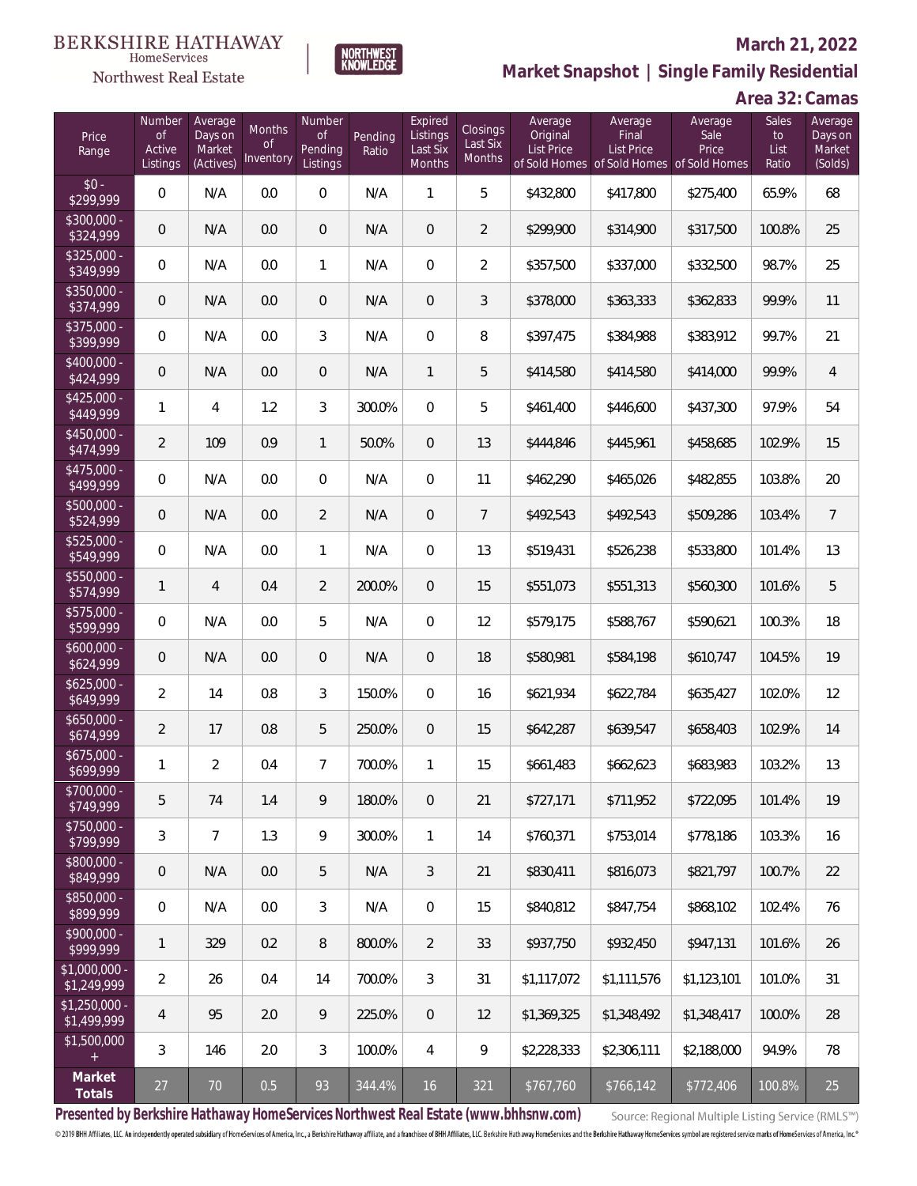BERKSHIRE HATHAWAY HomeServices Northwest Real Estate

# March 21, 2022

## Market Snapshot | Single Family Residential

### Area 32: Camas

| Price Range | Number of Active Listings | Average Days on Market (Actives) | Months of Inventory | Number of Pending Listings | Pending Ratio | Expired Listings Last Six Months | Closings Last Six Months | Average Original List Price of Sold Homes | Average Final List Price of Sold Homes | Average Sale Price of Sold Homes | Sales to List Ratio | Average Days on Market (Solds) |
|---|---|---|---|---|---|---|---|---|---|---|---|---|
| $0 - $299,999 | 0 | N/A | 0.0 | 0 | N/A | 1 | 5 | $432,800 | $417,800 | $275,400 | 65.9% | 68 |
| $300,000 - $324,999 | 0 | N/A | 0.0 | 0 | N/A | 0 | 2 | $299,900 | $314,900 | $317,500 | 100.8% | 25 |
| $325,000 - $349,999 | 0 | N/A | 0.0 | 1 | N/A | 0 | 2 | $357,500 | $337,000 | $332,500 | 98.7% | 25 |
| $350,000 - $374,999 | 0 | N/A | 0.0 | 0 | N/A | 0 | 3 | $378,000 | $363,333 | $362,833 | 99.9% | 11 |
| $375,000 - $399,999 | 0 | N/A | 0.0 | 3 | N/A | 0 | 8 | $397,475 | $384,988 | $383,912 | 99.7% | 21 |
| $400,000 - $424,999 | 0 | N/A | 0.0 | 0 | N/A | 1 | 5 | $414,580 | $414,580 | $414,000 | 99.9% | 4 |
| $425,000 - $449,999 | 1 | 4 | 1.2 | 3 | 300.0% | 0 | 5 | $461,400 | $446,600 | $437,300 | 97.9% | 54 |
| $450,000 - $474,999 | 2 | 109 | 0.9 | 1 | 50.0% | 0 | 13 | $444,846 | $445,961 | $458,685 | 102.9% | 15 |
| $475,000 - $499,999 | 0 | N/A | 0.0 | 0 | N/A | 0 | 11 | $462,290 | $465,026 | $482,855 | 103.8% | 20 |
| $500,000 - $524,999 | 0 | N/A | 0.0 | 2 | N/A | 0 | 7 | $492,543 | $492,543 | $509,286 | 103.4% | 7 |
| $525,000 - $549,999 | 0 | N/A | 0.0 | 1 | N/A | 0 | 13 | $519,431 | $526,238 | $533,800 | 101.4% | 13 |
| $550,000 - $574,999 | 1 | 4 | 0.4 | 2 | 200.0% | 0 | 15 | $551,073 | $551,313 | $560,300 | 101.6% | 5 |
| $575,000 - $599,999 | 0 | N/A | 0.0 | 5 | N/A | 0 | 12 | $579,175 | $588,767 | $590,621 | 100.3% | 18 |
| $600,000 - $624,999 | 0 | N/A | 0.0 | 0 | N/A | 0 | 18 | $580,981 | $584,198 | $610,747 | 104.5% | 19 |
| $625,000 - $649,999 | 2 | 14 | 0.8 | 3 | 150.0% | 0 | 16 | $621,934 | $622,784 | $635,427 | 102.0% | 12 |
| $650,000 - $674,999 | 2 | 17 | 0.8 | 5 | 250.0% | 0 | 15 | $642,287 | $639,547 | $658,403 | 102.9% | 14 |
| $675,000 - $699,999 | 1 | 2 | 0.4 | 7 | 700.0% | 1 | 15 | $661,483 | $662,623 | $683,983 | 103.2% | 13 |
| $700,000 - $749,999 | 5 | 74 | 1.4 | 9 | 180.0% | 0 | 21 | $727,171 | $711,952 | $722,095 | 101.4% | 19 |
| $750,000 - $799,999 | 3 | 7 | 1.3 | 9 | 300.0% | 1 | 14 | $760,371 | $753,014 | $778,186 | 103.3% | 16 |
| $800,000 - $849,999 | 0 | N/A | 0.0 | 5 | N/A | 3 | 21 | $830,411 | $816,073 | $821,797 | 100.7% | 22 |
| $850,000 - $899,999 | 0 | N/A | 0.0 | 3 | N/A | 0 | 15 | $840,812 | $847,754 | $868,102 | 102.4% | 76 |
| $900,000 - $999,999 | 1 | 329 | 0.2 | 8 | 800.0% | 2 | 33 | $937,750 | $932,450 | $947,131 | 101.6% | 26 |
| $1,000,000 - $1,249,999 | 2 | 26 | 0.4 | 14 | 700.0% | 3 | 31 | $1,117,072 | $1,111,576 | $1,123,101 | 101.0% | 31 |
| $1,250,000 - $1,499,999 | 4 | 95 | 2.0 | 9 | 225.0% | 0 | 12 | $1,369,325 | $1,348,492 | $1,348,417 | 100.0% | 28 |
| $1,500,000 + | 3 | 146 | 2.0 | 3 | 100.0% | 4 | 9 | $2,228,333 | $2,306,111 | $2,188,000 | 94.9% | 78 |
| **Market Totals** | 27 | 70 | 0.5 | 93 | 344.4% | 16 | 321 | $767,760 | $766,142 | $772,406 | 100.8% | 25 |

**Presented by Berkshire Hathaway HomeServices Northwest Real Estate (www.bhhsnw.com)**

Source: Regional Multiple Listing Service (RMLS™)

© 2019 BHH Affiliates, LLC. An independently operated subsidiary of HomeServices of America, Inc., a Berkshire Hathaway affiliate, and a franchisee of BHH Affiliates, LLC. Berkshire Hathaway HomeServices and the Berkshire Hathaway HomeServices symbol are registered service marks of HomeServices of America, Inc.®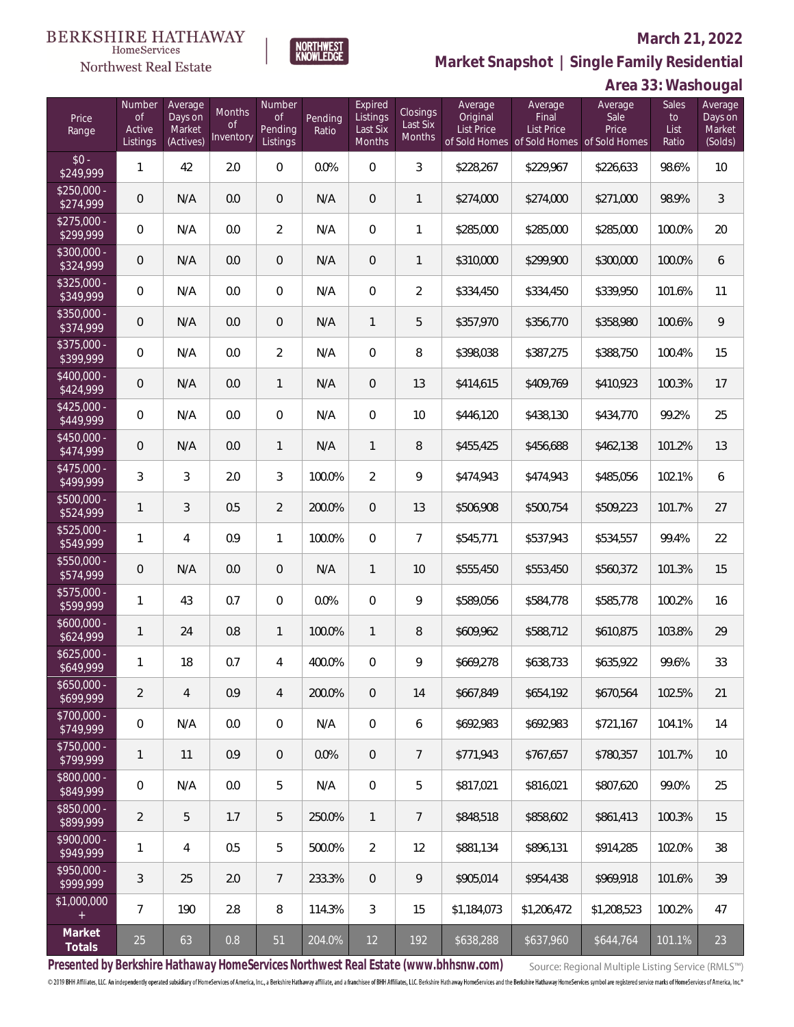BERKSHIRE HATHAWAY HomeServices Northwest Real Estate

NORTHWEST KNOWLEDGE

# March 21, 2022

## Market Snapshot | Single Family Residential

## Area 33: Washougal

| Price Range | Number of Active Listings | Average Days on Market (Actives) | Months of Inventory | Number of Pending Listings | Pending Ratio | Expired Listings Last Six Months | Closings Last Six Months | Average Original List Price of Sold Homes | Average Final List Price of Sold Homes | Average Sale Price of Sold Homes | Sales to List Ratio | Average Days on Market (Solds) |
|---|---|---|---|---|---|---|---|---|---|---|---|---|
| $0 - $249,999 | 1 | 42 | 2.0 | 0 | 0.0% | 0 | 3 | $228,267 | $229,967 | $226,633 | 98.6% | 10 |
| $250,000 - $274,999 | 0 | N/A | 0.0 | 0 | N/A | 0 | 1 | $274,000 | $274,000 | $271,000 | 98.9% | 3 |
| $275,000 - $299,999 | 0 | N/A | 0.0 | 2 | N/A | 0 | 1 | $285,000 | $285,000 | $285,000 | 100.0% | 20 |
| $300,000 - $324,999 | 0 | N/A | 0.0 | 0 | N/A | 0 | 1 | $310,000 | $299,900 | $300,000 | 100.0% | 6 |
| $325,000 - $349,999 | 0 | N/A | 0.0 | 0 | N/A | 0 | 2 | $334,450 | $334,450 | $339,950 | 101.6% | 11 |
| $350,000 - $374,999 | 0 | N/A | 0.0 | 0 | N/A | 1 | 5 | $357,970 | $356,770 | $358,980 | 100.6% | 9 |
| $375,000 - $399,999 | 0 | N/A | 0.0 | 2 | N/A | 0 | 8 | $398,038 | $387,275 | $388,750 | 100.4% | 15 |
| $400,000 - $424,999 | 0 | N/A | 0.0 | 1 | N/A | 0 | 13 | $414,615 | $409,769 | $410,923 | 100.3% | 17 |
| $425,000 - $449,999 | 0 | N/A | 0.0 | 0 | N/A | 0 | 10 | $446,120 | $438,130 | $434,770 | 99.2% | 25 |
| $450,000 - $474,999 | 0 | N/A | 0.0 | 1 | N/A | 1 | 8 | $455,425 | $456,688 | $462,138 | 101.2% | 13 |
| $475,000 - $499,999 | 3 | 3 | 2.0 | 3 | 100.0% | 2 | 9 | $474,943 | $474,943 | $485,056 | 102.1% | 6 |
| $500,000 - $524,999 | 1 | 3 | 0.5 | 2 | 200.0% | 0 | 13 | $506,908 | $500,754 | $509,223 | 101.7% | 27 |
| $525,000 - $549,999 | 1 | 4 | 0.9 | 1 | 100.0% | 0 | 7 | $545,771 | $537,943 | $534,557 | 99.4% | 22 |
| $550,000 - $574,999 | 0 | N/A | 0.0 | 0 | N/A | 1 | 10 | $555,450 | $553,450 | $560,372 | 101.3% | 15 |
| $575,000 - $599,999 | 1 | 43 | 0.7 | 0 | 0.0% | 0 | 9 | $589,056 | $584,778 | $585,778 | 100.2% | 16 |
| $600,000 - $624,999 | 1 | 24 | 0.8 | 1 | 100.0% | 1 | 8 | $609,962 | $588,712 | $610,875 | 103.8% | 29 |
| $625,000 - $649,999 | 1 | 18 | 0.7 | 4 | 400.0% | 0 | 9 | $669,278 | $638,733 | $635,922 | 99.6% | 33 |
| $650,000 - $699,999 | 2 | 4 | 0.9 | 4 | 200.0% | 0 | 14 | $667,849 | $654,192 | $670,564 | 102.5% | 21 |
| $700,000 - $749,999 | 0 | N/A | 0.0 | 0 | N/A | 0 | 6 | $692,983 | $692,983 | $721,167 | 104.1% | 14 |
| $750,000 - $799,999 | 1 | 11 | 0.9 | 0 | 0.0% | 0 | 7 | $771,943 | $767,657 | $780,357 | 101.7% | 10 |
| $800,000 - $849,999 | 0 | N/A | 0.0 | 5 | N/A | 0 | 5 | $817,021 | $816,021 | $807,620 | 99.0% | 25 |
| $850,000 - $899,999 | 2 | 5 | 1.7 | 5 | 250.0% | 1 | 7 | $848,518 | $858,602 | $861,413 | 100.3% | 15 |
| $900,000 - $949,999 | 1 | 4 | 0.5 | 5 | 500.0% | 2 | 12 | $881,134 | $896,131 | $914,285 | 102.0% | 38 |
| $950,000 - $999,999 | 3 | 25 | 2.0 | 7 | 233.3% | 0 | 9 | $905,014 | $954,438 | $969,918 | 101.6% | 39 |
| $1,000,000 + | 7 | 190 | 2.8 | 8 | 114.3% | 3 | 15 | $1,184,073 | $1,206,472 | $1,208,523 | 100.2% | 47 |
| **Market Totals** | 25 | 63 | 0.8 | 51 | 204.0% | 12 | 192 | $638,288 | $637,960 | $644,764 | 101.1% | 23 |

**Presented by Berkshire Hathaway HomeServices Northwest Real Estate (www.bhhsnw.com)**

Source: Regional Multiple Listing Service (RMLS™)

© 2019 BHH Affiliates, LLC. An independently operated subsidiary of HomeServices of America, Inc., a Berkshire Hathaway affiliate, and a franchisee of BHH Affiliates, LLC. Berkshire Hathaway HomeServices and the Berkshire Hathaway HomeServices symbol are registered service marks of HomeServices of America, Inc.®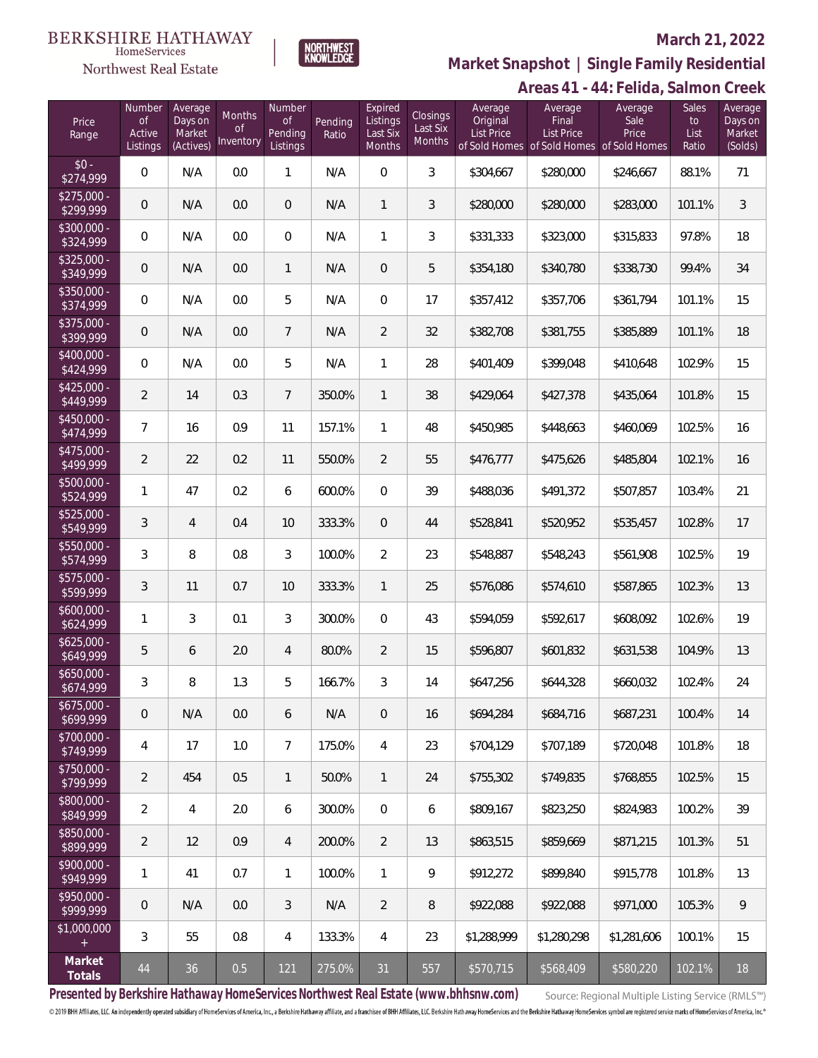BERKSHIRE HATHAWAY HomeServices Northwest Real Estate

NORTHWEST KNOWLEDGE

**March 21, 2022**

## Market Snapshot | Single Family Residential

### Areas 41 - 44: Felida, Salmon Creek

| Price Range | Number of Active Listings | Average Days on Market (Actives) | Months of Inventory | Number of Pending Listings | Pending Ratio | Expired Listings Last Six Months | Closings Last Six Months | Average Original List Price of Sold Homes | Average Final List Price of Sold Homes | Average Sale Price of Sold Homes | Sales to List Ratio | Average Days on Market (Solds) |
|---|---|---|---|---|---|---|---|---|---|---|---|---|
| $0 - $274,999 | 0 | N/A | 0.0 | 1 | N/A | 0 | 3 | $304,667 | $280,000 | $246,667 | 88.1% | 71 |
| $275,000 - $299,999 | 0 | N/A | 0.0 | 0 | N/A | 1 | 3 | $280,000 | $280,000 | $283,000 | 101.1% | 3 |
| $300,000 - $324,999 | 0 | N/A | 0.0 | 0 | N/A | 1 | 3 | $331,333 | $323,000 | $315,833 | 97.8% | 18 |
| $325,000 - $349,999 | 0 | N/A | 0.0 | 1 | N/A | 0 | 5 | $354,180 | $340,780 | $338,730 | 99.4% | 34 |
| $350,000 - $374,999 | 0 | N/A | 0.0 | 5 | N/A | 0 | 17 | $357,412 | $357,706 | $361,794 | 101.1% | 15 |
| $375,000 - $399,999 | 0 | N/A | 0.0 | 7 | N/A | 2 | 32 | $382,708 | $381,755 | $385,889 | 101.1% | 18 |
| $400,000 - $424,999 | 0 | N/A | 0.0 | 5 | N/A | 1 | 28 | $401,409 | $399,048 | $410,648 | 102.9% | 15 |
| $425,000 - $449,999 | 2 | 14 | 0.3 | 7 | 350.0% | 1 | 38 | $429,064 | $427,378 | $435,064 | 101.8% | 15 |
| $450,000 - $474,999 | 7 | 16 | 0.9 | 11 | 157.1% | 1 | 48 | $450,985 | $448,663 | $460,069 | 102.5% | 16 |
| $475,000 - $499,999 | 2 | 22 | 0.2 | 11 | 550.0% | 2 | 55 | $476,777 | $475,626 | $485,804 | 102.1% | 16 |
| $500,000 - $524,999 | 1 | 47 | 0.2 | 6 | 600.0% | 0 | 39 | $488,036 | $491,372 | $507,857 | 103.4% | 21 |
| $525,000 - $549,999 | 3 | 4 | 0.4 | 10 | 333.3% | 0 | 44 | $528,841 | $520,952 | $535,457 | 102.8% | 17 |
| $550,000 - $574,999 | 3 | 8 | 0.8 | 3 | 100.0% | 2 | 23 | $548,887 | $548,243 | $561,908 | 102.5% | 19 |
| $575,000 - $599,999 | 3 | 11 | 0.7 | 10 | 333.3% | 1 | 25 | $576,086 | $574,610 | $587,865 | 102.3% | 13 |
| $600,000 - $624,999 | 1 | 3 | 0.1 | 3 | 300.0% | 0 | 43 | $594,059 | $592,617 | $608,092 | 102.6% | 19 |
| $625,000 - $649,999 | 5 | 6 | 2.0 | 4 | 80.0% | 2 | 15 | $596,807 | $601,832 | $631,538 | 104.9% | 13 |
| $650,000 - $674,999 | 3 | 8 | 1.3 | 5 | 166.7% | 3 | 14 | $647,256 | $644,328 | $660,032 | 102.4% | 24 |
| $675,000 - $699,999 | 0 | N/A | 0.0 | 6 | N/A | 0 | 16 | $694,284 | $684,716 | $687,231 | 100.4% | 14 |
| $700,000 - $749,999 | 4 | 17 | 1.0 | 7 | 175.0% | 4 | 23 | $704,129 | $707,189 | $720,048 | 101.8% | 18 |
| $750,000 - $799,999 | 2 | 454 | 0.5 | 1 | 50.0% | 1 | 24 | $755,302 | $749,835 | $768,855 | 102.5% | 15 |
| $800,000 - $849,999 | 2 | 4 | 2.0 | 6 | 300.0% | 0 | 6 | $809,167 | $823,250 | $824,983 | 100.2% | 39 |
| $850,000 - $899,999 | 2 | 12 | 0.9 | 4 | 200.0% | 2 | 13 | $863,515 | $859,669 | $871,215 | 101.3% | 51 |
| $900,000 - $949,999 | 1 | 41 | 0.7 | 1 | 100.0% | 1 | 9 | $912,272 | $899,840 | $915,778 | 101.8% | 13 |
| $950,000 - $999,999 | 0 | N/A | 0.0 | 3 | N/A | 2 | 8 | $922,088 | $922,088 | $971,000 | 105.3% | 9 |
| $1,000,000 + | 3 | 55 | 0.8 | 4 | 133.3% | 4 | 23 | $1,288,999 | $1,280,298 | $1,281,606 | 100.1% | 15 |
| **Market Totals** | 44 | 36 | 0.5 | 121 | 275.0% | 31 | 557 | $570,715 | $568,409 | $580,220 | 102.1% | 18 |

**Presented by Berkshire Hathaway HomeServices Northwest Real Estate (www.bhhsnw.com)**

Source: Regional Multiple Listing Service (RMLS™)

© 2019 BHH Affiliates, LLC. An independently operated subsidiary of HomeServices of America, Inc., a Berkshire Hathaway affiliate, and a franchisee of BHH Affiliates, LLC. Berkshire Hathaway HomeServices and the Berkshire Hathaway HomeServices symbol are registered service marks of HomeServices of America, Inc.®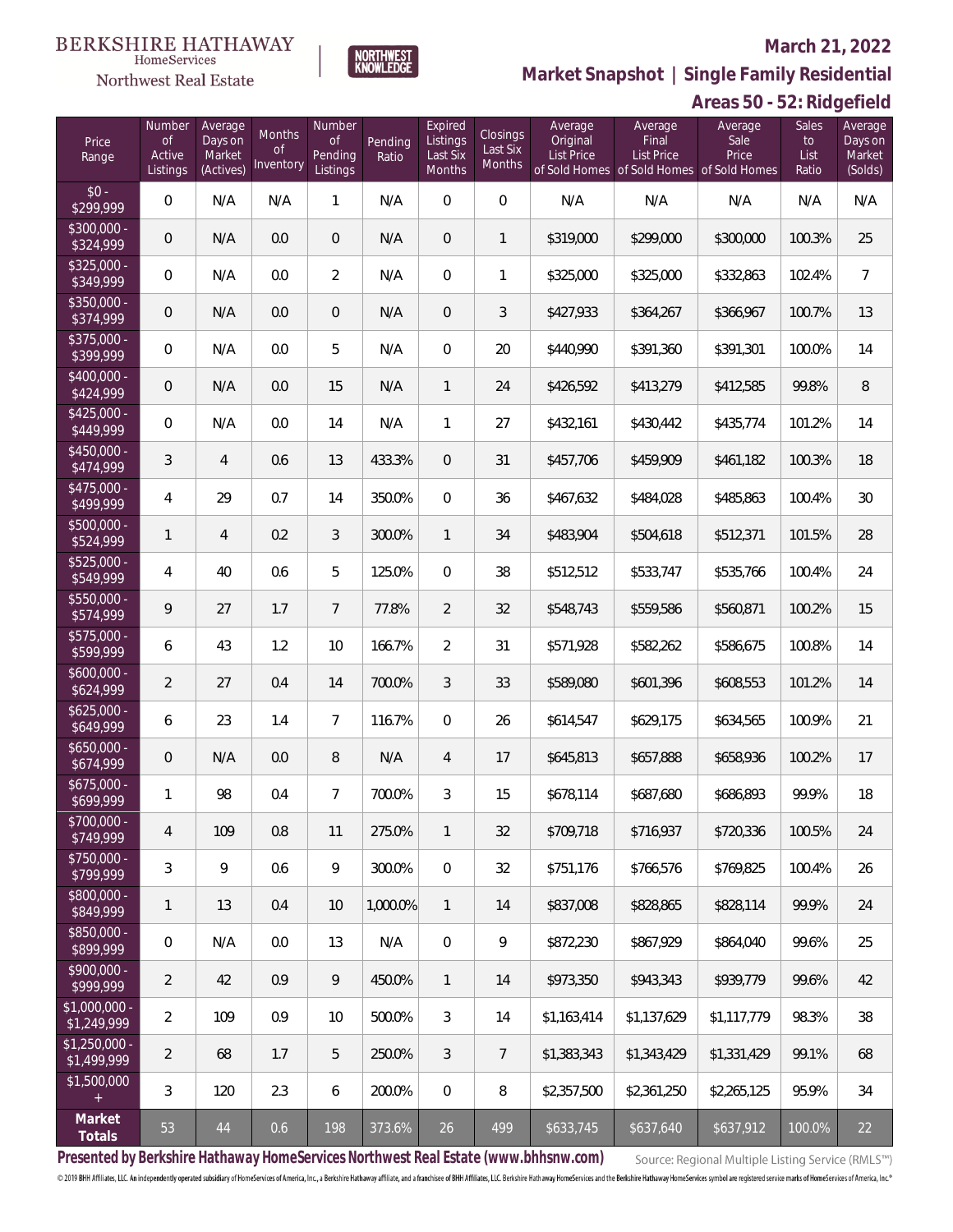BERKSHIRE HATHAWAY HomeServices Northwest Real Estate

NORTHWEST KNOWLEDGE

# March 21, 2022

## Market Snapshot | Single Family Residential

## Areas 50 - 52: Ridgefield

| Price Range | Number of Active Listings | Average Days on Market (Actives) | Months of Inventory | Number of Pending Listings | Pending Ratio | Expired Listings Last Six Months | Closings Last Six Months | Average Original List Price of Sold Homes | Average Final List Price of Sold Homes | Average Sale Price of Sold Homes | Sales to List Ratio | Average Days on Market (Solds) |
|---|---|---|---|---|---|---|---|---|---|---|---|---|
| $0 - $299,999 | 0 | N/A | N/A | 1 | N/A | 0 | 0 | N/A | N/A | N/A | N/A | N/A |
| $300,000 - $324,999 | 0 | N/A | 0.0 | 0 | N/A | 0 | 1 | $319,000 | $299,000 | $300,000 | 100.3% | 25 |
| $325,000 - $349,999 | 0 | N/A | 0.0 | 2 | N/A | 0 | 1 | $325,000 | $325,000 | $332,863 | 102.4% | 7 |
| $350,000 - $374,999 | 0 | N/A | 0.0 | 0 | N/A | 0 | 3 | $427,933 | $364,267 | $366,967 | 100.7% | 13 |
| $375,000 - $399,999 | 0 | N/A | 0.0 | 5 | N/A | 0 | 20 | $440,990 | $391,360 | $391,301 | 100.0% | 14 |
| $400,000 - $424,999 | 0 | N/A | 0.0 | 15 | N/A | 1 | 24 | $426,592 | $413,279 | $412,585 | 99.8% | 8 |
| $425,000 - $449,999 | 0 | N/A | 0.0 | 14 | N/A | 1 | 27 | $432,161 | $430,442 | $435,774 | 101.2% | 14 |
| $450,000 - $474,999 | 3 | 4 | 0.6 | 13 | 433.3% | 0 | 31 | $457,706 | $459,909 | $461,182 | 100.3% | 18 |
| $475,000 - $499,999 | 4 | 29 | 0.7 | 14 | 350.0% | 0 | 36 | $467,632 | $484,028 | $485,863 | 100.4% | 30 |
| $500,000 - $524,999 | 1 | 4 | 0.2 | 3 | 300.0% | 1 | 34 | $483,904 | $504,618 | $512,371 | 101.5% | 28 |
| $525,000 - $549,999 | 4 | 40 | 0.6 | 5 | 125.0% | 0 | 38 | $512,512 | $533,747 | $535,766 | 100.4% | 24 |
| $550,000 - $574,999 | 9 | 27 | 1.7 | 7 | 77.8% | 2 | 32 | $548,743 | $559,586 | $560,871 | 100.2% | 15 |
| $575,000 - $599,999 | 6 | 43 | 1.2 | 10 | 166.7% | 2 | 31 | $571,928 | $582,262 | $586,675 | 100.8% | 14 |
| $600,000 - $624,999 | 2 | 27 | 0.4 | 14 | 700.0% | 3 | 33 | $589,080 | $601,396 | $608,553 | 101.2% | 14 |
| $625,000 - $649,999 | 6 | 23 | 1.4 | 7 | 116.7% | 0 | 26 | $614,547 | $629,175 | $634,565 | 100.9% | 21 |
| $650,000 - $674,999 | 0 | N/A | 0.0 | 8 | N/A | 4 | 17 | $645,813 | $657,888 | $658,936 | 100.2% | 17 |
| $675,000 - $699,999 | 1 | 98 | 0.4 | 7 | 700.0% | 3 | 15 | $678,114 | $687,680 | $686,893 | 99.9% | 18 |
| $700,000 - $749,999 | 4 | 109 | 0.8 | 11 | 275.0% | 1 | 32 | $709,718 | $716,937 | $720,336 | 100.5% | 24 |
| $750,000 - $799,999 | 3 | 9 | 0.6 | 9 | 300.0% | 0 | 32 | $751,176 | $766,576 | $769,825 | 100.4% | 26 |
| $800,000 - $849,999 | 1 | 13 | 0.4 | 10 | 1,000.0% | 1 | 14 | $837,008 | $828,865 | $828,114 | 99.9% | 24 |
| $850,000 - $899,999 | 0 | N/A | 0.0 | 13 | N/A | 0 | 9 | $872,230 | $867,929 | $864,040 | 99.6% | 25 |
| $900,000 - $999,999 | 2 | 42 | 0.9 | 9 | 450.0% | 1 | 14 | $973,350 | $943,343 | $939,779 | 99.6% | 42 |
| $1,000,000 - $1,249,999 | 2 | 109 | 0.9 | 10 | 500.0% | 3 | 14 | $1,163,414 | $1,137,629 | $1,117,779 | 98.3% | 38 |
| $1,250,000 - $1,499,999 | 2 | 68 | 1.7 | 5 | 250.0% | 3 | 7 | $1,383,343 | $1,343,429 | $1,331,429 | 99.1% | 68 |
| $1,500,000 + | 3 | 120 | 2.3 | 6 | 200.0% | 0 | 8 | $2,357,500 | $2,361,250 | $2,265,125 | 95.9% | 34 |
| **Market Totals** | 53 | 44 | 0.6 | 198 | 373.6% | 26 | 499 | $633,745 | $637,640 | $637,912 | 100.0% | 22 |

**Presented by Berkshire Hathaway HomeServices Northwest Real Estate (www.bhhsnw.com)**

Source: Regional Multiple Listing Service (RMLS™)

© 2019 BHH Affiliates, LLC. An independently operated subsidiary of HomeServices of America, Inc., a Berkshire Hathaway affiliate, and a franchisee of BHH Affiliates, LLC. Berkshire Hathaway HomeServices and the Berkshire Hathaway HomeServices symbol are registered service marks of HomeServices of America, Inc.®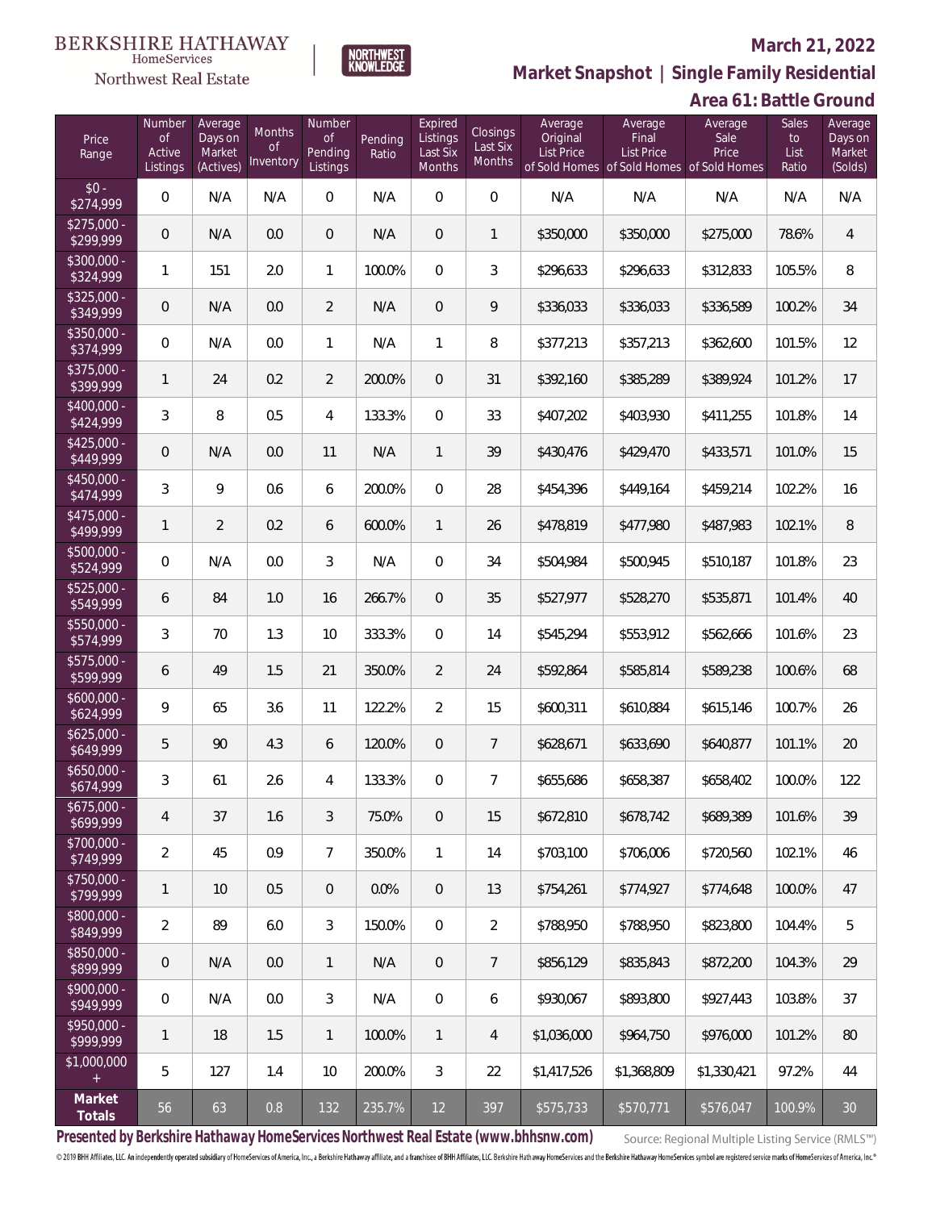BERKSHIRE HATHAWAY HomeServices Northwest Real Estate

NORTHWEST KNOWLEDGE

**March 21, 2022**

## Market Snapshot | Single Family Residential

### Area 61: Battle Ground

| Price Range | Number of Active Listings | Average Days on Market (Actives) | Months of Inventory | Number of Pending Listings | Pending Ratio | Expired Listings Last Six Months | Closings Last Six Months | Average Original List Price of Sold Homes | Average Final List Price of Sold Homes | Average Sale Price of Sold Homes | Sales to List Ratio | Average Days on Market (Solds) |
|---|---|---|---|---|---|---|---|---|---|---|---|---|
| $0 - $274,999 | 0 | N/A | N/A | 0 | N/A | 0 | 0 | N/A | N/A | N/A | N/A | N/A |
| $275,000 - $299,999 | 0 | N/A | 0.0 | 0 | N/A | 0 | 1 | $350,000 | $350,000 | $275,000 | 78.6% | 4 |
| $300,000 - $324,999 | 1 | 151 | 2.0 | 1 | 100.0% | 0 | 3 | $296,633 | $296,633 | $312,833 | 105.5% | 8 |
| $325,000 - $349,999 | 0 | N/A | 0.0 | 2 | N/A | 0 | 9 | $336,033 | $336,033 | $336,589 | 100.2% | 34 |
| $350,000 - $374,999 | 0 | N/A | 0.0 | 1 | N/A | 1 | 8 | $377,213 | $357,213 | $362,600 | 101.5% | 12 |
| $375,000 - $399,999 | 1 | 24 | 0.2 | 2 | 200.0% | 0 | 31 | $392,160 | $385,289 | $389,924 | 101.2% | 17 |
| $400,000 - $424,999 | 3 | 8 | 0.5 | 4 | 133.3% | 0 | 33 | $407,202 | $403,930 | $411,255 | 101.8% | 14 |
| $425,000 - $449,999 | 0 | N/A | 0.0 | 11 | N/A | 1 | 39 | $430,476 | $429,470 | $433,571 | 101.0% | 15 |
| $450,000 - $474,999 | 3 | 9 | 0.6 | 6 | 200.0% | 0 | 28 | $454,396 | $449,164 | $459,214 | 102.2% | 16 |
| $475,000 - $499,999 | 1 | 2 | 0.2 | 6 | 600.0% | 1 | 26 | $478,819 | $477,980 | $487,983 | 102.1% | 8 |
| $500,000 - $524,999 | 0 | N/A | 0.0 | 3 | N/A | 0 | 34 | $504,984 | $500,945 | $510,187 | 101.8% | 23 |
| $525,000 - $549,999 | 6 | 84 | 1.0 | 16 | 266.7% | 0 | 35 | $527,977 | $528,270 | $535,871 | 101.4% | 40 |
| $550,000 - $574,999 | 3 | 70 | 1.3 | 10 | 333.3% | 0 | 14 | $545,294 | $553,912 | $562,666 | 101.6% | 23 |
| $575,000 - $599,999 | 6 | 49 | 1.5 | 21 | 350.0% | 2 | 24 | $592,864 | $585,814 | $589,238 | 100.6% | 68 |
| $600,000 - $624,999 | 9 | 65 | 3.6 | 11 | 122.2% | 2 | 15 | $600,311 | $610,884 | $615,146 | 100.7% | 26 |
| $625,000 - $649,999 | 5 | 90 | 4.3 | 6 | 120.0% | 0 | 7 | $628,671 | $633,690 | $640,877 | 101.1% | 20 |
| $650,000 - $674,999 | 3 | 61 | 2.6 | 4 | 133.3% | 0 | 7 | $655,686 | $658,387 | $658,402 | 100.0% | 122 |
| $675,000 - $699,999 | 4 | 37 | 1.6 | 3 | 75.0% | 0 | 15 | $672,810 | $678,742 | $689,389 | 101.6% | 39 |
| $700,000 - $749,999 | 2 | 45 | 0.9 | 7 | 350.0% | 1 | 14 | $703,100 | $706,006 | $720,560 | 102.1% | 46 |
| $750,000 - $799,999 | 1 | 10 | 0.5 | 0 | 0.0% | 0 | 13 | $754,261 | $774,927 | $774,648 | 100.0% | 47 |
| $800,000 - $849,999 | 2 | 89 | 6.0 | 3 | 150.0% | 0 | 2 | $788,950 | $788,950 | $823,800 | 104.4% | 5 |
| $850,000 - $899,999 | 0 | N/A | 0.0 | 1 | N/A | 0 | 7 | $856,129 | $835,843 | $872,200 | 104.3% | 29 |
| $900,000 - $949,999 | 0 | N/A | 0.0 | 3 | N/A | 0 | 6 | $930,067 | $893,800 | $927,443 | 103.8% | 37 |
| $950,000 - $999,999 | 1 | 18 | 1.5 | 1 | 100.0% | 1 | 4 | $1,036,000 | $964,750 | $976,000 | 101.2% | 80 |
| $1,000,000 + | 5 | 127 | 1.4 | 10 | 200.0% | 3 | 22 | $1,417,526 | $1,368,809 | $1,330,421 | 97.2% | 44 |
| **Market Totals** | 56 | 63 | 0.8 | 132 | 235.7% | 12 | 397 | $575,733 | $570,771 | $576,047 | 100.9% | 30 |

**Presented by Berkshire Hathaway HomeServices Northwest Real Estate (www.bhhsnw.com)**

Source: Regional Multiple Listing Service (RMLS™)

© 2019 BHH Affiliates, LLC. An independently operated subsidiary of HomeServices of America, Inc., a Berkshire Hathaway affiliate, and a franchisee of BHH Affiliates, LLC. Berkshire Hathaway HomeServices and the Berkshire Hathaway HomeServices symbol are registered service marks of HomeServices of America, Inc.®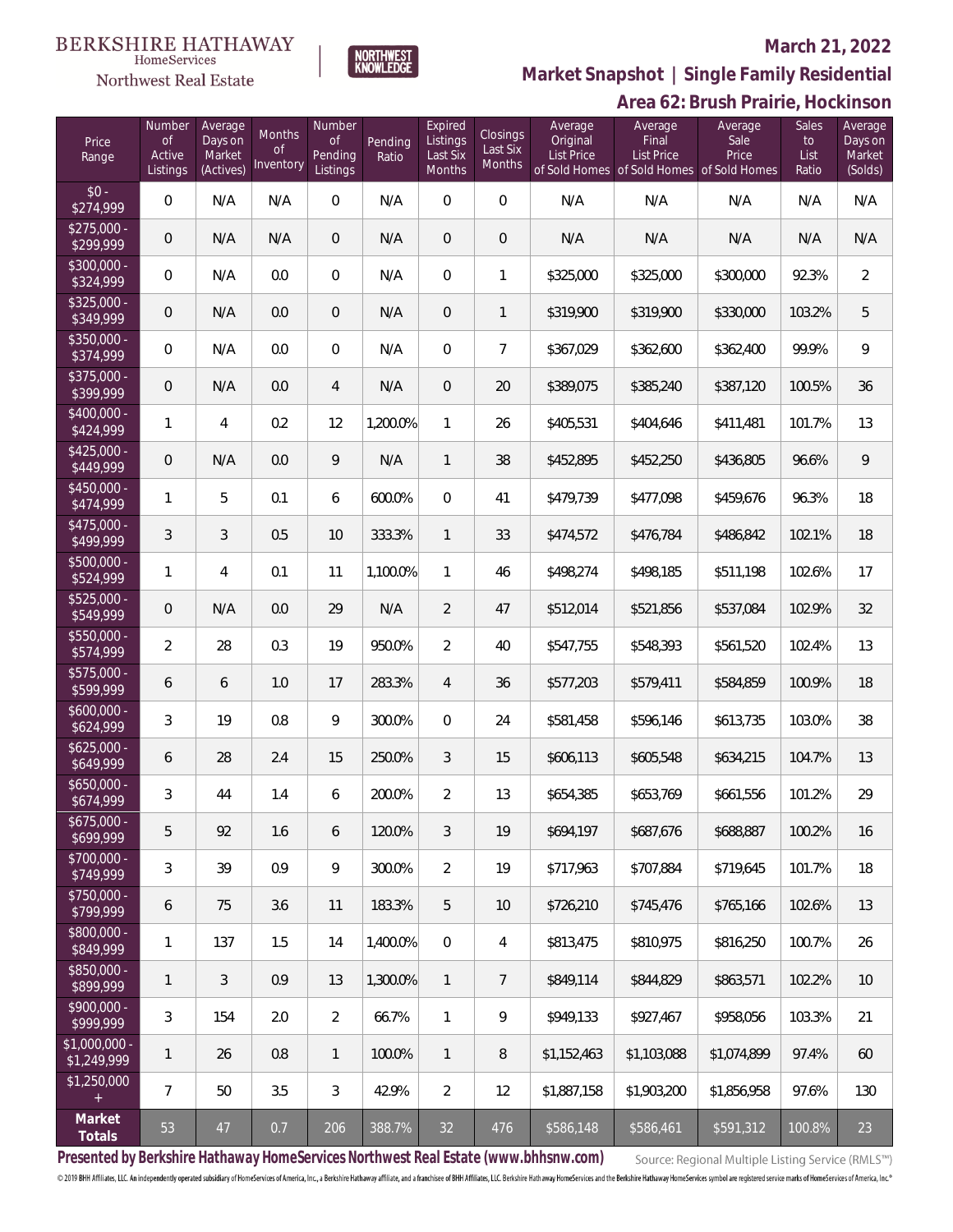BERKSHIRE HATHAWAY HomeServices Northwest Real Estate

NORTHWEST KNOWLEDGE

**March 21, 2022**

## Market Snapshot | Single Family Residential

## Area 62: Brush Prairie, Hockinson

| Price Range | Number of Active Listings | Average Days on Market (Actives) | Months of Inventory | Number of Pending Listings | Pending Ratio | Expired Listings Last Six Months | Closings Last Six Months | Average Original List Price of Sold Homes | Average Final List Price of Sold Homes | Average Sale Price of Sold Homes | Sales to List Ratio | Average Days on Market (Solds) |
|---|---|---|---|---|---|---|---|---|---|---|---|---|
| $0 - $274,999 | 0 | N/A | N/A | 0 | N/A | 0 | 0 | N/A | N/A | N/A | N/A | N/A |
| $275,000 - $299,999 | 0 | N/A | N/A | 0 | N/A | 0 | 0 | N/A | N/A | N/A | N/A | N/A |
| $300,000 - $324,999 | 0 | N/A | 0.0 | 0 | N/A | 0 | 1 | $325,000 | $325,000 | $300,000 | 92.3% | 2 |
| $325,000 - $349,999 | 0 | N/A | 0.0 | 0 | N/A | 0 | 1 | $319,900 | $319,900 | $330,000 | 103.2% | 5 |
| $350,000 - $374,999 | 0 | N/A | 0.0 | 0 | N/A | 0 | 7 | $367,029 | $362,600 | $362,400 | 99.9% | 9 |
| $375,000 - $399,999 | 0 | N/A | 0.0 | 4 | N/A | 0 | 20 | $389,075 | $385,240 | $387,120 | 100.5% | 36 |
| $400,000 - $424,999 | 1 | 4 | 0.2 | 12 | 1,200.0% | 1 | 26 | $405,531 | $404,646 | $411,481 | 101.7% | 13 |
| $425,000 - $449,999 | 0 | N/A | 0.0 | 9 | N/A | 1 | 38 | $452,895 | $452,250 | $436,805 | 96.6% | 9 |
| $450,000 - $474,999 | 1 | 5 | 0.1 | 6 | 600.0% | 0 | 41 | $479,739 | $477,098 | $459,676 | 96.3% | 18 |
| $475,000 - $499,999 | 3 | 3 | 0.5 | 10 | 333.3% | 1 | 33 | $474,572 | $476,784 | $486,842 | 102.1% | 18 |
| $500,000 - $524,999 | 1 | 4 | 0.1 | 11 | 1,100.0% | 1 | 46 | $498,274 | $498,185 | $511,198 | 102.6% | 17 |
| $525,000 - $549,999 | 0 | N/A | 0.0 | 29 | N/A | 2 | 47 | $512,014 | $521,856 | $537,084 | 102.9% | 32 |
| $550,000 - $574,999 | 2 | 28 | 0.3 | 19 | 950.0% | 2 | 40 | $547,755 | $548,393 | $561,520 | 102.4% | 13 |
| $575,000 - $599,999 | 6 | 6 | 1.0 | 17 | 283.3% | 4 | 36 | $577,203 | $579,411 | $584,859 | 100.9% | 18 |
| $600,000 - $624,999 | 3 | 19 | 0.8 | 9 | 300.0% | 0 | 24 | $581,458 | $596,146 | $613,735 | 103.0% | 38 |
| $625,000 - $649,999 | 6 | 28 | 2.4 | 15 | 250.0% | 3 | 15 | $606,113 | $605,548 | $634,215 | 104.7% | 13 |
| $650,000 - $674,999 | 3 | 44 | 1.4 | 6 | 200.0% | 2 | 13 | $654,385 | $653,769 | $661,556 | 101.2% | 29 |
| $675,000 - $699,999 | 5 | 92 | 1.6 | 6 | 120.0% | 3 | 19 | $694,197 | $687,676 | $688,887 | 100.2% | 16 |
| $700,000 - $749,999 | 3 | 39 | 0.9 | 9 | 300.0% | 2 | 19 | $717,963 | $707,884 | $719,645 | 101.7% | 18 |
| $750,000 - $799,999 | 6 | 75 | 3.6 | 11 | 183.3% | 5 | 10 | $726,210 | $745,476 | $765,166 | 102.6% | 13 |
| $800,000 - $849,999 | 1 | 137 | 1.5 | 14 | 1,400.0% | 0 | 4 | $813,475 | $810,975 | $816,250 | 100.7% | 26 |
| $850,000 - $899,999 | 1 | 3 | 0.9 | 13 | 1,300.0% | 1 | 7 | $849,114 | $844,829 | $863,571 | 102.2% | 10 |
| $900,000 - $999,999 | 3 | 154 | 2.0 | 2 | 66.7% | 1 | 9 | $949,133 | $927,467 | $958,056 | 103.3% | 21 |
| $1,000,000 - $1,249,999 | 1 | 26 | 0.8 | 1 | 100.0% | 1 | 8 | $1,152,463 | $1,103,088 | $1,074,899 | 97.4% | 60 |
| $1,250,000 + | 7 | 50 | 3.5 | 3 | 42.9% | 2 | 12 | $1,887,158 | $1,903,200 | $1,856,958 | 97.6% | 130 |
| **Market Totals** | 53 | 47 | 0.7 | 206 | 388.7% | 32 | 476 | $586,148 | $586,461 | $591,312 | 100.8% | 23 |

**Presented by Berkshire Hathaway HomeServices Northwest Real Estate (www.bhhsnw.com)**

Source: Regional Multiple Listing Service (RMLS™)

© 2019 BHH Affiliates, LLC. An independently operated subsidiary of HomeServices of America, Inc., a Berkshire Hathaway affiliate, and a franchisee of BHH Affiliates, LLC. Berkshire Hathaway HomeServices and the Berkshire Hathaway HomeServices symbol are registered service marks of HomeServices of America, Inc.®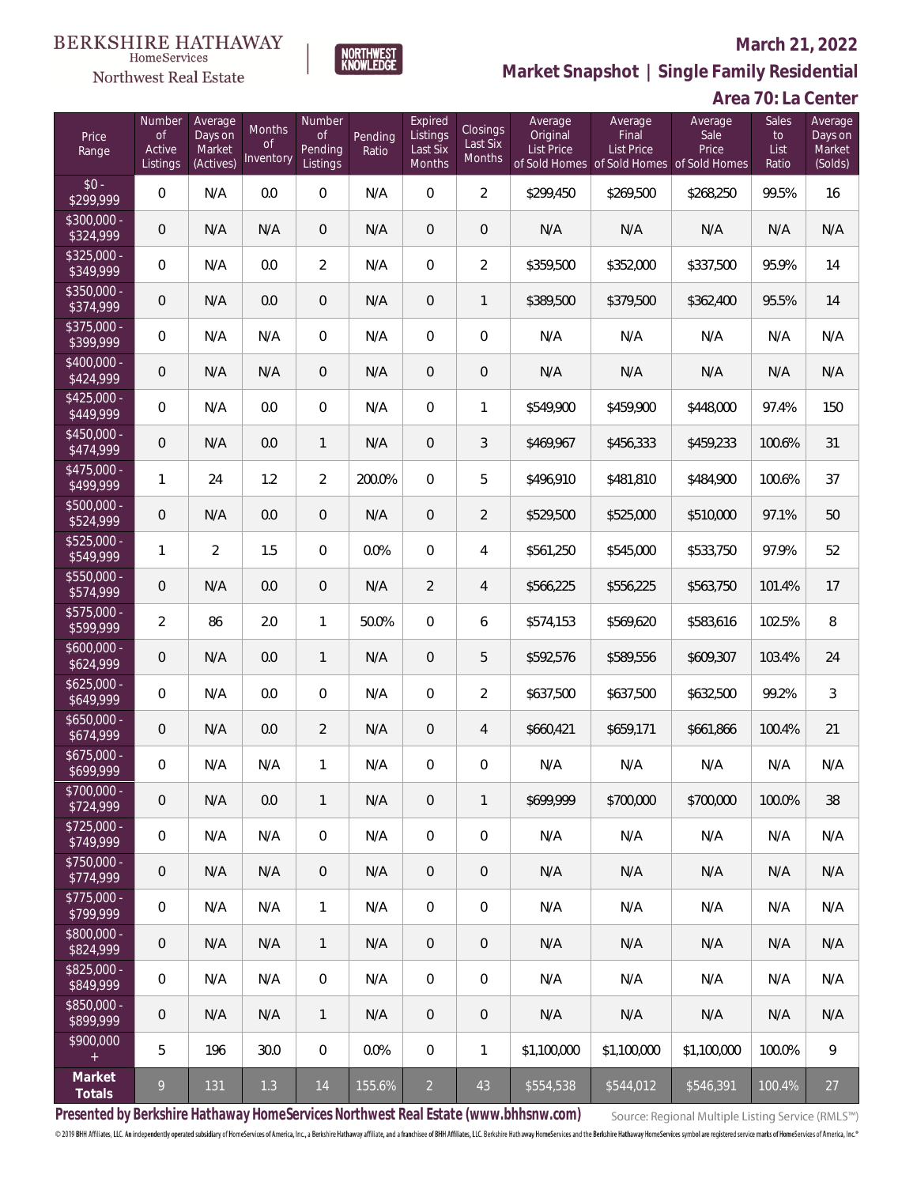BERKSHIRE HATHAWAY HomeServices Northwest Real Estate

NORTHWEST KNOWLEDGE

# March 21, 2022

## Market Snapshot | Single Family Residential

### Area 70: La Center

| Price Range | Number of Active Listings | Average Days on Market (Actives) | Months of Inventory | Number of Pending Listings | Pending Ratio | Expired Listings Last Six Months | Closings Last Six Months | Average Original List Price of Sold Homes | Average Final List Price of Sold Homes | Average Sale Price of Sold Homes | Sales to List Ratio | Average Days on Market (Solds) |
|---|---|---|---|---|---|---|---|---|---|---|---|---|
| $0 - $299,999 | 0 | N/A | 0.0 | 0 | N/A | 0 | 2 | $299,450 | $269,500 | $268,250 | 99.5% | 16 |
| $300,000 - $324,999 | 0 | N/A | N/A | 0 | N/A | 0 | 0 | N/A | N/A | N/A | N/A | N/A |
| $325,000 - $349,999 | 0 | N/A | 0.0 | 2 | N/A | 0 | 2 | $359,500 | $352,000 | $337,500 | 95.9% | 14 |
| $350,000 - $374,999 | 0 | N/A | 0.0 | 0 | N/A | 0 | 1 | $389,500 | $379,500 | $362,400 | 95.5% | 14 |
| $375,000 - $399,999 | 0 | N/A | N/A | 0 | N/A | 0 | 0 | N/A | N/A | N/A | N/A | N/A |
| $400,000 - $424,999 | 0 | N/A | N/A | 0 | N/A | 0 | 0 | N/A | N/A | N/A | N/A | N/A |
| $425,000 - $449,999 | 0 | N/A | 0.0 | 0 | N/A | 0 | 1 | $549,900 | $459,900 | $448,000 | 97.4% | 150 |
| $450,000 - $474,999 | 0 | N/A | 0.0 | 1 | N/A | 0 | 3 | $469,967 | $456,333 | $459,233 | 100.6% | 31 |
| $475,000 - $499,999 | 1 | 24 | 1.2 | 2 | 200.0% | 0 | 5 | $496,910 | $481,810 | $484,900 | 100.6% | 37 |
| $500,000 - $524,999 | 0 | N/A | 0.0 | 0 | N/A | 0 | 2 | $529,500 | $525,000 | $510,000 | 97.1% | 50 |
| $525,000 - $549,999 | 1 | 2 | 1.5 | 0 | 0.0% | 0 | 4 | $561,250 | $545,000 | $533,750 | 97.9% | 52 |
| $550,000 - $574,999 | 0 | N/A | 0.0 | 0 | N/A | 2 | 4 | $566,225 | $556,225 | $563,750 | 101.4% | 17 |
| $575,000 - $599,999 | 2 | 86 | 2.0 | 1 | 50.0% | 0 | 6 | $574,153 | $569,620 | $583,616 | 102.5% | 8 |
| $600,000 - $624,999 | 0 | N/A | 0.0 | 1 | N/A | 0 | 5 | $592,576 | $589,556 | $609,307 | 103.4% | 24 |
| $625,000 - $649,999 | 0 | N/A | 0.0 | 0 | N/A | 0 | 2 | $637,500 | $637,500 | $632,500 | 99.2% | 3 |
| $650,000 - $674,999 | 0 | N/A | 0.0 | 2 | N/A | 0 | 4 | $660,421 | $659,171 | $661,866 | 100.4% | 21 |
| $675,000 - $699,999 | 0 | N/A | N/A | 1 | N/A | 0 | 0 | N/A | N/A | N/A | N/A | N/A |
| $700,000 - $724,999 | 0 | N/A | 0.0 | 1 | N/A | 0 | 1 | $699,999 | $700,000 | $700,000 | 100.0% | 38 |
| $725,000 - $749,999 | 0 | N/A | N/A | 0 | N/A | 0 | 0 | N/A | N/A | N/A | N/A | N/A |
| $750,000 - $774,999 | 0 | N/A | N/A | 0 | N/A | 0 | 0 | N/A | N/A | N/A | N/A | N/A |
| $775,000 - $799,999 | 0 | N/A | N/A | 1 | N/A | 0 | 0 | N/A | N/A | N/A | N/A | N/A |
| $800,000 - $824,999 | 0 | N/A | N/A | 1 | N/A | 0 | 0 | N/A | N/A | N/A | N/A | N/A |
| $825,000 - $849,999 | 0 | N/A | N/A | 0 | N/A | 0 | 0 | N/A | N/A | N/A | N/A | N/A |
| $850,000 - $899,999 | 0 | N/A | N/A | 1 | N/A | 0 | 0 | N/A | N/A | N/A | N/A | N/A |
| $900,000 + | 5 | 196 | 30.0 | 0 | 0.0% | 0 | 1 | $1,100,000 | $1,100,000 | $1,100,000 | 100.0% | 9 |
| **Market Totals** | 9 | 131 | 1.3 | 14 | 155.6% | 2 | 43 | $554,538 | $544,012 | $546,391 | 100.4% | 27 |

**Presented by Berkshire Hathaway HomeServices Northwest Real Estate (www.bhhsnw.com)**

Source: Regional Multiple Listing Service (RMLS™)

© 2019 BHH Affiliates, LLC. An independently operated subsidiary of HomeServices of America, Inc., a Berkshire Hathaway affiliate, and a franchisee of BHH Affiliates, LLC. Berkshire Hathaway HomeServices and the Berkshire Hathaway HomeServices symbol are registered service marks of HomeServices of America, Inc.®